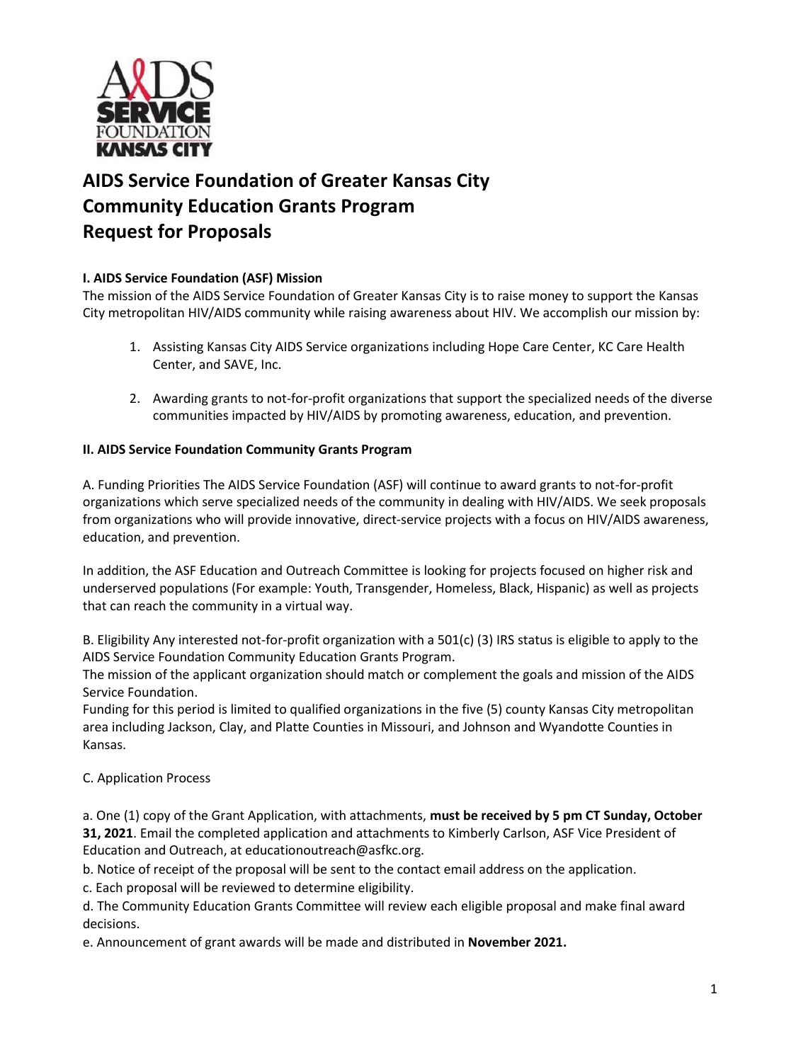# AIDS Service Foundation of Greater Kansas City
# Community Education Grants Program
# Request for Proposals

**I. AIDS Service Foundation (ASF) Mission**

The mission of the AIDS Service Foundation of Greater Kansas City is to raise money to support the Kansas City metropolitan HIV/AIDS community while raising awareness about HIV. We accomplish our mission by:

1. Assisting Kansas City AIDS Service organizations including Hope Care Center, KC Care Health Center, and SAVE, Inc.

2. Awarding grants to not-for-profit organizations that support the specialized needs of the diverse communities impacted by HIV/AIDS by promoting awareness, education, and prevention.

**II. AIDS Service Foundation Community Grants Program**

A. Funding Priorities The AIDS Service Foundation (ASF) will continue to award grants to not-for-profit organizations which serve specialized needs of the community in dealing with HIV/AIDS. We seek proposals from organizations who will provide innovative, direct-service projects with a focus on HIV/AIDS awareness, education, and prevention.

In addition, the ASF Education and Outreach Committee is looking for projects focused on higher risk and underserved populations (For example: Youth, Transgender, Homeless, Black, Hispanic) as well as projects that can reach the community in a virtual way.

B. Eligibility Any interested not-for-profit organization with a 501(c) (3) IRS status is eligible to apply to the AIDS Service Foundation Community Education Grants Program.
The mission of the applicant organization should match or complement the goals and mission of the AIDS Service Foundation.
Funding for this period is limited to qualified organizations in the five (5) county Kansas City metropolitan area including Jackson, Clay, and Platte Counties in Missouri, and Johnson and Wyandotte Counties in Kansas.

C. Application Process

a. One (1) copy of the Grant Application, with attachments, **must be received by 5 pm CT Sunday, October 31, 2021**. Email the completed application and attachments to Kimberly Carlson, ASF Vice President of Education and Outreach, at educationoutreach@asfkc.org.
b. Notice of receipt of the proposal will be sent to the contact email address on the application.
c. Each proposal will be reviewed to determine eligibility.
d. The Community Education Grants Committee will review each eligible proposal and make final award decisions.
e. Announcement of grant awards will be made and distributed in **November 2021.**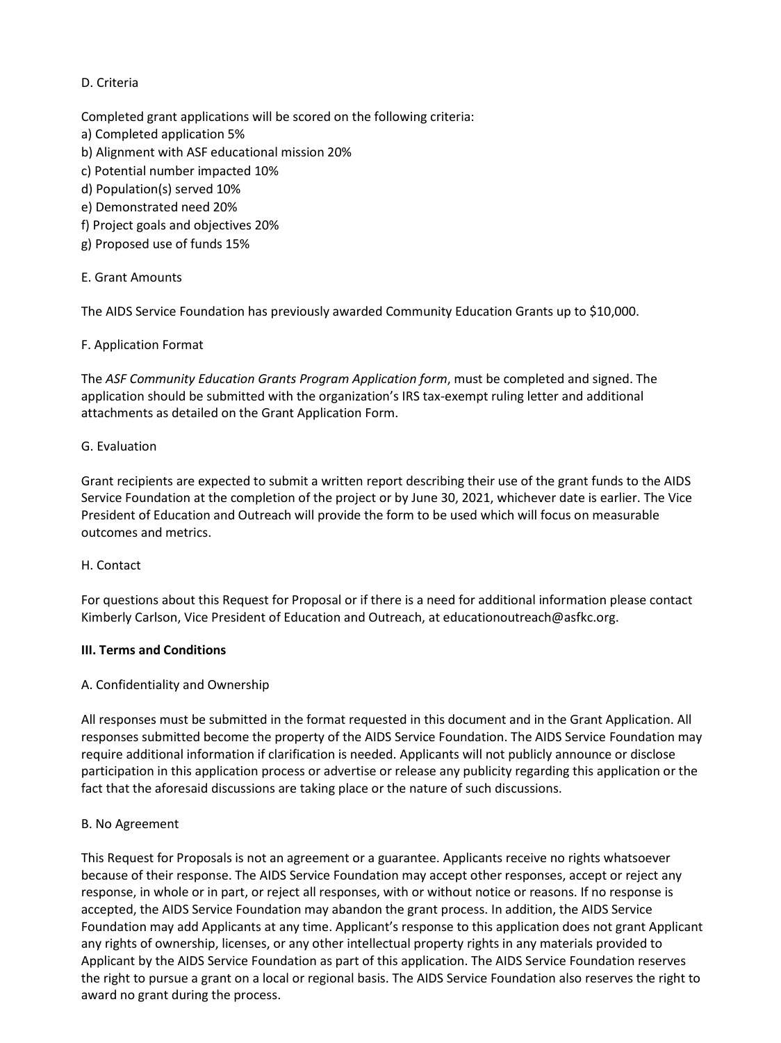D. Criteria

Completed grant applications will be scored on the following criteria:
a) Completed application 5%
b) Alignment with ASF educational mission 20%
c) Potential number impacted 10%
d) Population(s) served 10%
e) Demonstrated need 20%
f) Project goals and objectives 20%
g) Proposed use of funds 15%

E. Grant Amounts

The AIDS Service Foundation has previously awarded Community Education Grants up to $10,000.

F. Application Format

The *ASF Community Education Grants Program Application form*, must be completed and signed. The application should be submitted with the organization's IRS tax-exempt ruling letter and additional attachments as detailed on the Grant Application Form.

G. Evaluation

Grant recipients are expected to submit a written report describing their use of the grant funds to the AIDS Service Foundation at the completion of the project or by June 30, 2021, whichever date is earlier. The Vice President of Education and Outreach will provide the form to be used which will focus on measurable outcomes and metrics.

H. Contact

For questions about this Request for Proposal or if there is a need for additional information please contact Kimberly Carlson, Vice President of Education and Outreach, at educationoutreach@asfkc.org.

## III. Terms and Conditions

A. Confidentiality and Ownership

All responses must be submitted in the format requested in this document and in the Grant Application. All responses submitted become the property of the AIDS Service Foundation. The AIDS Service Foundation may require additional information if clarification is needed. Applicants will not publicly announce or disclose participation in this application process or advertise or release any publicity regarding this application or the fact that the aforesaid discussions are taking place or the nature of such discussions.

B. No Agreement

This Request for Proposals is not an agreement or a guarantee. Applicants receive no rights whatsoever because of their response. The AIDS Service Foundation may accept other responses, accept or reject any response, in whole or in part, or reject all responses, with or without notice or reasons. If no response is accepted, the AIDS Service Foundation may abandon the grant process. In addition, the AIDS Service Foundation may add Applicants at any time. Applicant's response to this application does not grant Applicant any rights of ownership, licenses, or any other intellectual property rights in any materials provided to Applicant by the AIDS Service Foundation as part of this application. The AIDS Service Foundation reserves the right to pursue a grant on a local or regional basis. The AIDS Service Foundation also reserves the right to award no grant during the process.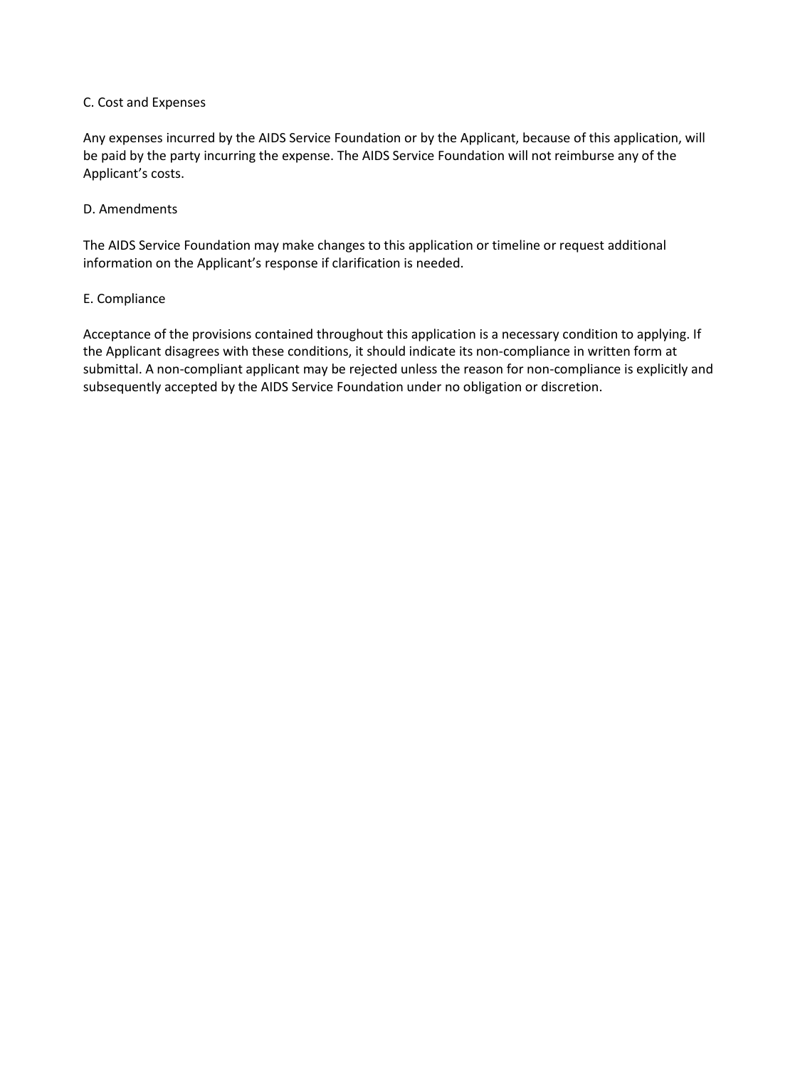### C. Cost and Expenses

Any expenses incurred by the AIDS Service Foundation or by the Applicant, because of this application, will be paid by the party incurring the expense. The AIDS Service Foundation will not reimburse any of the Applicant's costs.

### D. Amendments

The AIDS Service Foundation may make changes to this application or timeline or request additional information on the Applicant's response if clarification is needed.

### E. Compliance

Acceptance of the provisions contained throughout this application is a necessary condition to applying. If the Applicant disagrees with these conditions, it should indicate its non-compliance in written form at submittal. A non-compliant applicant may be rejected unless the reason for non-compliance is explicitly and subsequently accepted by the AIDS Service Foundation under no obligation or discretion.